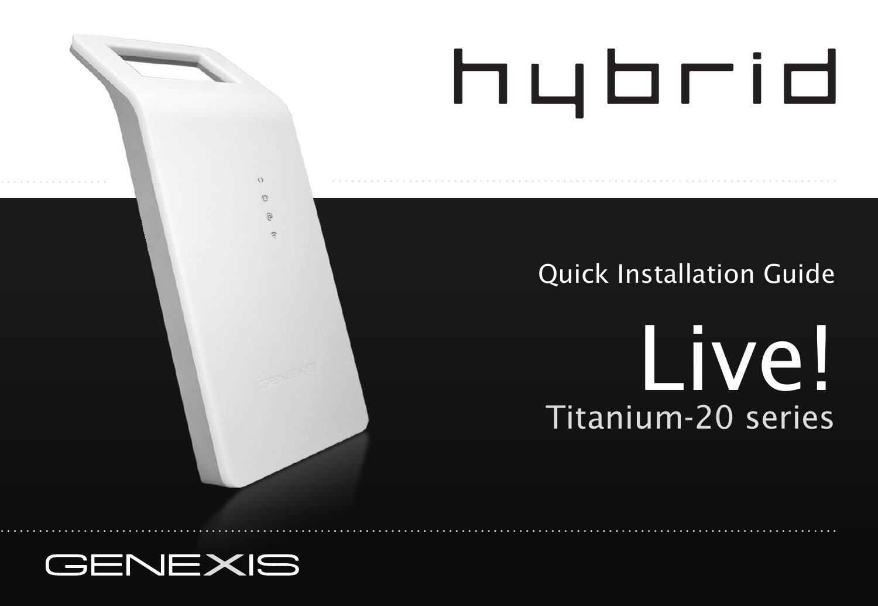# hybrid

Quick Installation Guide

# Live!

## Titanium-20 series

GENEXIS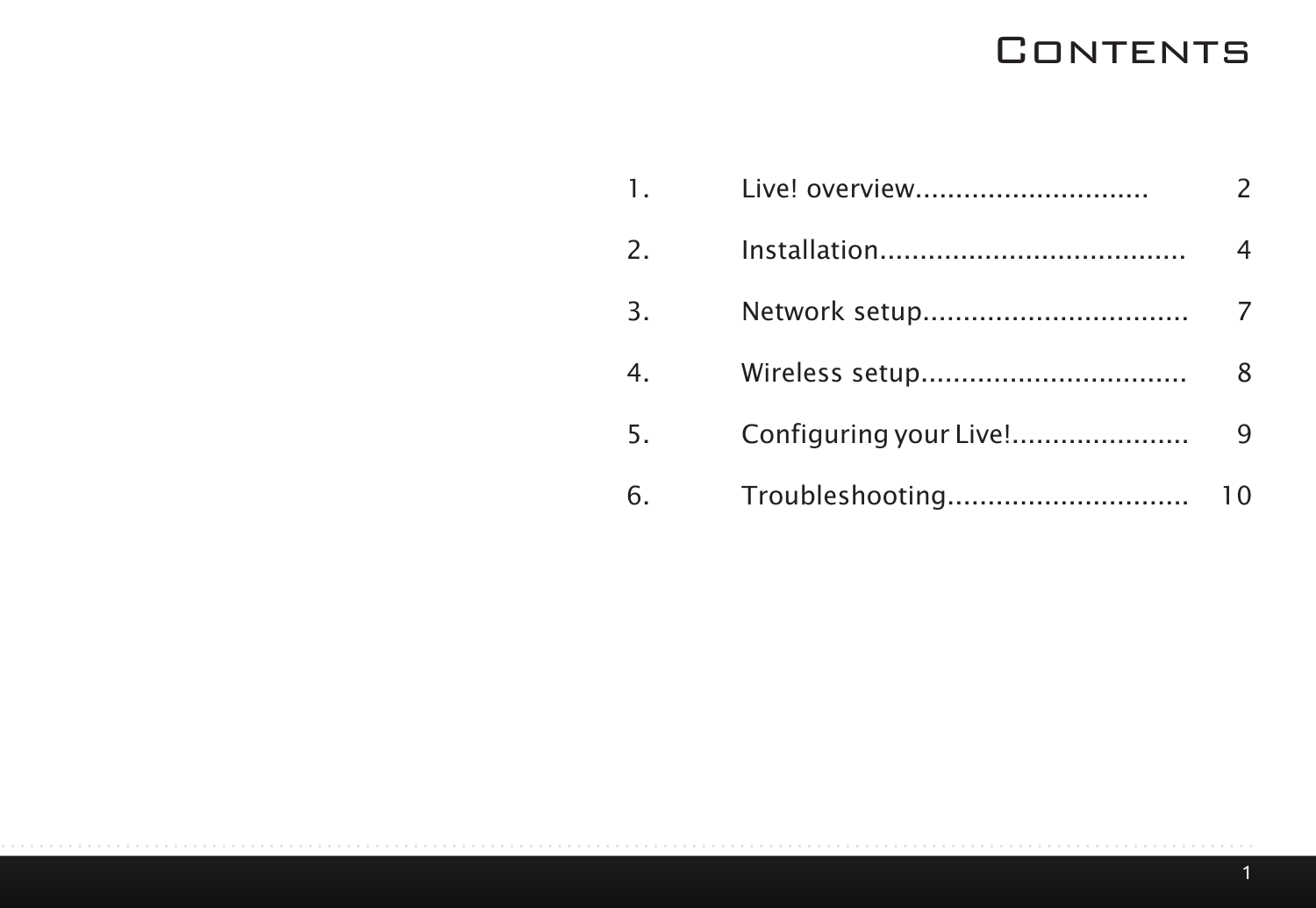# Contents

| | | |
|---|---|---|
| 1. | Live! overview............................ | 2 |
| 2. | Installation..................................... | 4 |
| 3. | Network setup................................ | 7 |
| 4. | Wireless setup................................ | 8 |
| 5. | Configuring your Live!...................... | 9 |
| 6. | Troubleshooting.............................. | 10 |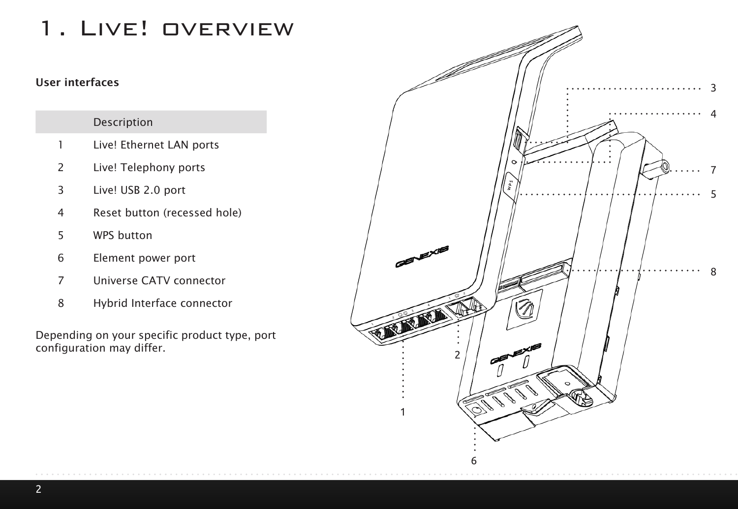# 1. Live! overview

**User interfaces**

| | Description |
|---|---|
| 1 | Live! Ethernet LAN ports |
| 2 | Live! Telephony ports |
| 3 | Live! USB 2.0 port |
| 4 | Reset button (recessed hole) |
| 5 | WPS button |
| 6 | Element power port |
| 7 | Universe CATV connector |
| 8 | Hybrid Interface connector |

Depending on your specific product type, port configuration may differ.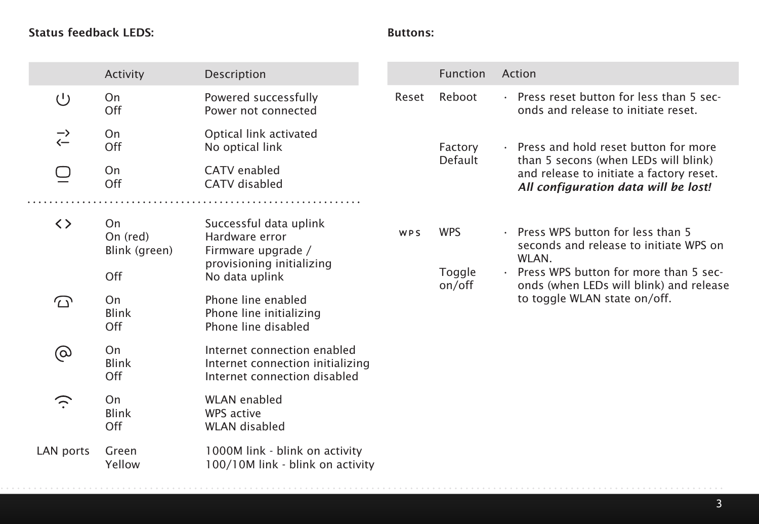**Status feedback LEDS:**

| | Activity | Description |
|---|---|---|
| ⏻ | On<br>Off | Powered successfully<br>Power not connected |
| ⇄ | On<br>Off | Optical link activated<br>No optical link |
| ▭ | On<br>Off | CATV enabled<br>CATV disabled |
| <> | On<br>On (red)<br>Blink (green)<br>Off | Successful data uplink<br>Hardware error<br>Firmware upgrade / provisioning initializing<br>No data uplink |
| ☎ | On<br>Blink<br>Off | Phone line enabled<br>Phone line initializing<br>Phone line disabled |
| @ | On<br>Blink<br>Off | Internet connection enabled<br>Internet connection initializing<br>Internet connection disabled |
| WLAN | On<br>Blink<br>Off | WLAN enabled<br>WPS active<br>WLAN disabled |
| LAN ports | Green<br>Yellow | 1000M link - blink on activity<br>100/10M link - blink on activity |

**Buttons:**

| | Function | Action |
|---|---|---|
| Reset | Reboot | · Press reset button for less than 5 seconds and release to initiate reset. |
| | Factory Default | · Press and hold reset button for more than 5 secons (when LEDs will blink) and release to initiate a factory reset. ***All configuration data will be lost!*** |
| WPS | WPS | · Press WPS button for less than 5 seconds and release to initiate WPS on WLAN. |
| | Toggle on/off | · Press WPS button for more than 5 seconds (when LEDs will blink) and release to toggle WLAN state on/off. |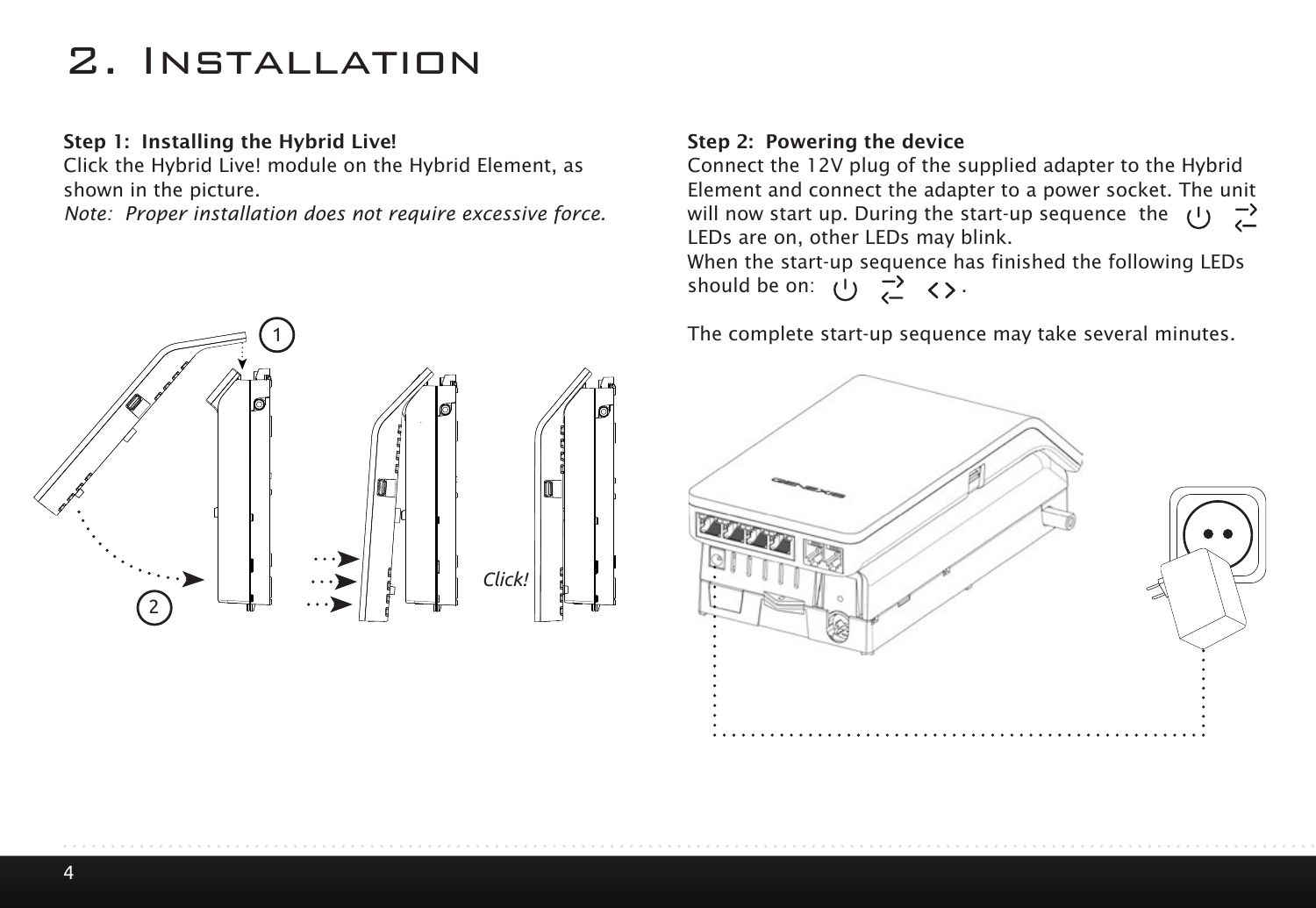# 2. Installation

**Step 1: Installing the Hybrid Live!**
Click the Hybrid Live! module on the Hybrid Element, as shown in the picture.
*Note: Proper installation does not require excessive force.*

1

2

Click!

**Step 2: Powering the device**
Connect the 12V plug of the supplied adapter to the Hybrid Element and connect the adapter to a power socket. The unit will now start up. During the start-up sequence the LEDs are on, other LEDs may blink.
When the start-up sequence has finished the following LEDs should be on: .

The complete start-up sequence may take several minutes.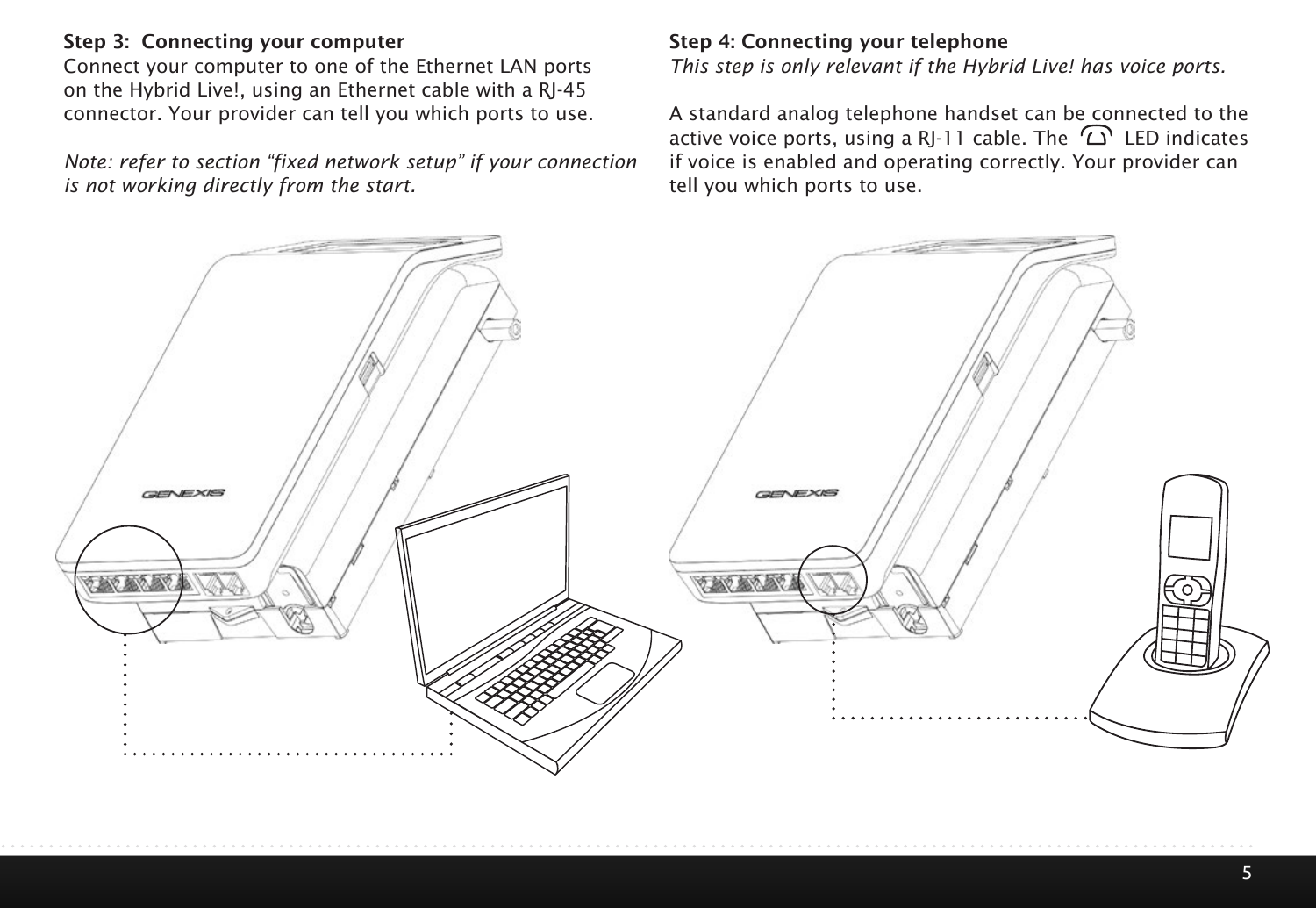### Step 3: Connecting your computer

Connect your computer to one of the Ethernet LAN ports on the Hybrid Live!, using an Ethernet cable with a RJ-45 connector. Your provider can tell you which ports to use.

*Note: refer to section "fixed network setup" if your connection is not working directly from the start.*

### Step 4: Connecting your telephone

*This step is only relevant if the Hybrid Live! has voice ports.*

A standard analog telephone handset can be connected to the active voice ports, using a RJ-11 cable. The ☎ LED indicates if voice is enabled and operating correctly. Your provider can tell you which ports to use.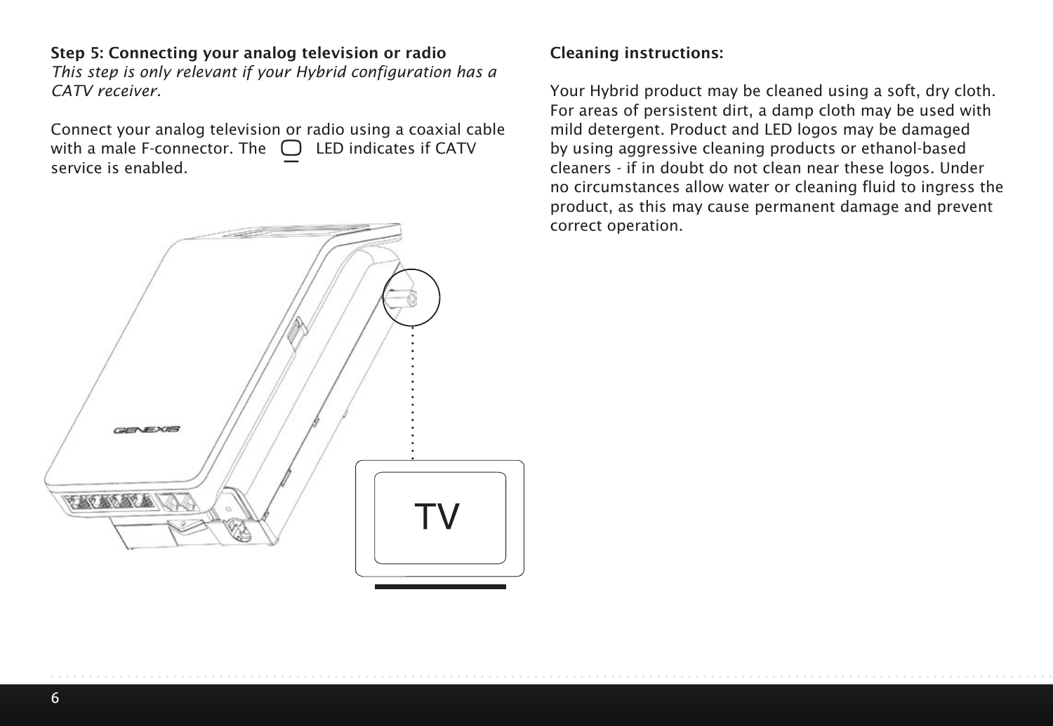**Step 5: Connecting your analog television or radio**

*This step is only relevant if your Hybrid configuration has a CATV receiver.*

Connect your analog television or radio using a coaxial cable with a male F-connector. The LED indicates if CATV service is enabled.

**Cleaning instructions:**

Your Hybrid product may be cleaned using a soft, dry cloth. For areas of persistent dirt, a damp cloth may be used with mild detergent. Product and LED logos may be damaged by using aggressive cleaning products or ethanol-based cleaners - if in doubt do not clean near these logos. Under no circumstances allow water or cleaning fluid to ingress the product, as this may cause permanent damage and prevent correct operation.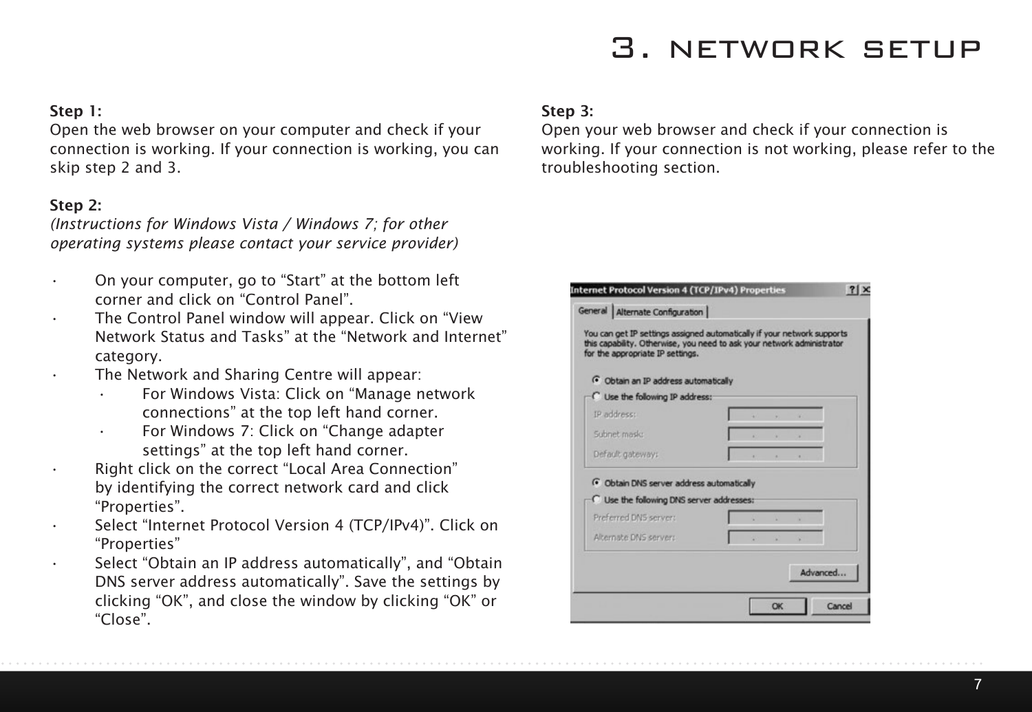# 3. NETWORK SETUP

**Step 1:**
Open the web browser on your computer and check if your connection is working. If your connection is working, you can skip step 2 and 3.

**Step 2:**
*(Instructions for Windows Vista / Windows 7; for other operating systems please contact your service provider)*

- On your computer, go to "Start" at the bottom left corner and click on "Control Panel".
- The Control Panel window will appear. Click on "View Network Status and Tasks" at the "Network and Internet" category.
- The Network and Sharing Centre will appear:
  - For Windows Vista: Click on "Manage network connections" at the top left hand corner.
  - For Windows 7: Click on "Change adapter settings" at the top left hand corner.
- Right click on the correct "Local Area Connection" by identifying the correct network card and click "Properties".
- Select "Internet Protocol Version 4 (TCP/IPv4)". Click on "Properties"
- Select "Obtain an IP address automatically", and "Obtain DNS server address automatically". Save the settings by clicking "OK", and close the window by clicking "OK" or "Close".

**Step 3:**
Open your web browser and check if your connection is working. If your connection is not working, please refer to the troubleshooting section.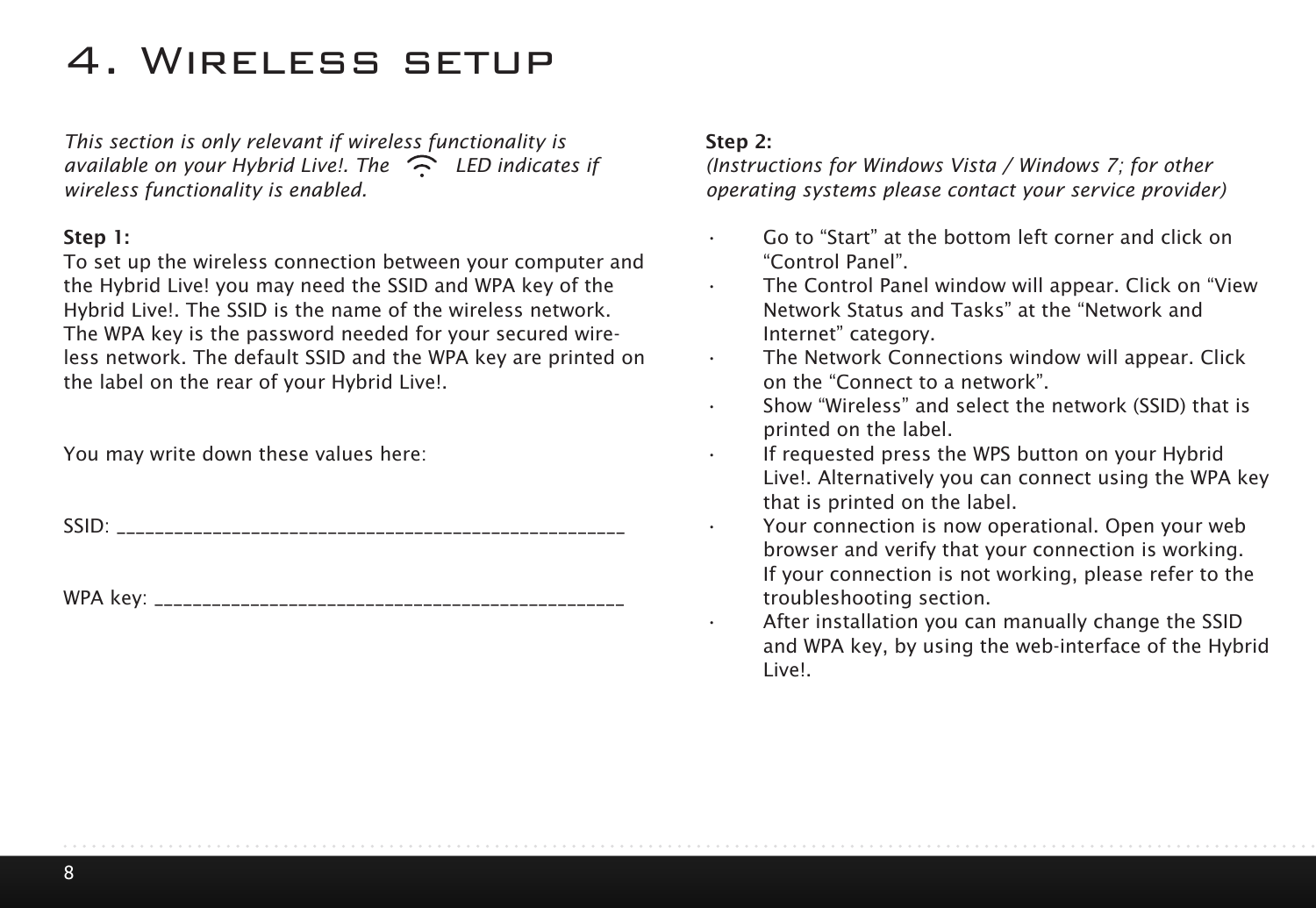# 4. Wireless setup

*This section is only relevant if wireless functionality is available on your Hybrid Live!. The LED indicates if wireless functionality is enabled.*

**Step 1:**
To set up the wireless connection between your computer and the Hybrid Live! you may need the SSID and WPA key of the Hybrid Live!. The SSID is the name of the wireless network. The WPA key is the password needed for your secured wireless network. The default SSID and the WPA key are printed on the label on the rear of your Hybrid Live!.

You may write down these values here:

SSID: ______________________________________________________

WPA key: ___________________________________________________

**Step 2:**
*(Instructions for Windows Vista / Windows 7; for other operating systems please contact your service provider)*

- Go to “Start” at the bottom left corner and click on “Control Panel”.
- The Control Panel window will appear. Click on “View Network Status and Tasks” at the “Network and Internet” category.
- The Network Connections window will appear. Click on the “Connect to a network”.
- Show “Wireless” and select the network (SSID) that is printed on the label.
- If requested press the WPS button on your Hybrid Live!. Alternatively you can connect using the WPA key that is printed on the label.
- Your connection is now operational. Open your web browser and verify that your connection is working. If your connection is not working, please refer to the troubleshooting section.
- After installation you can manually change the SSID and WPA key, by using the web-interface of the Hybrid Live!.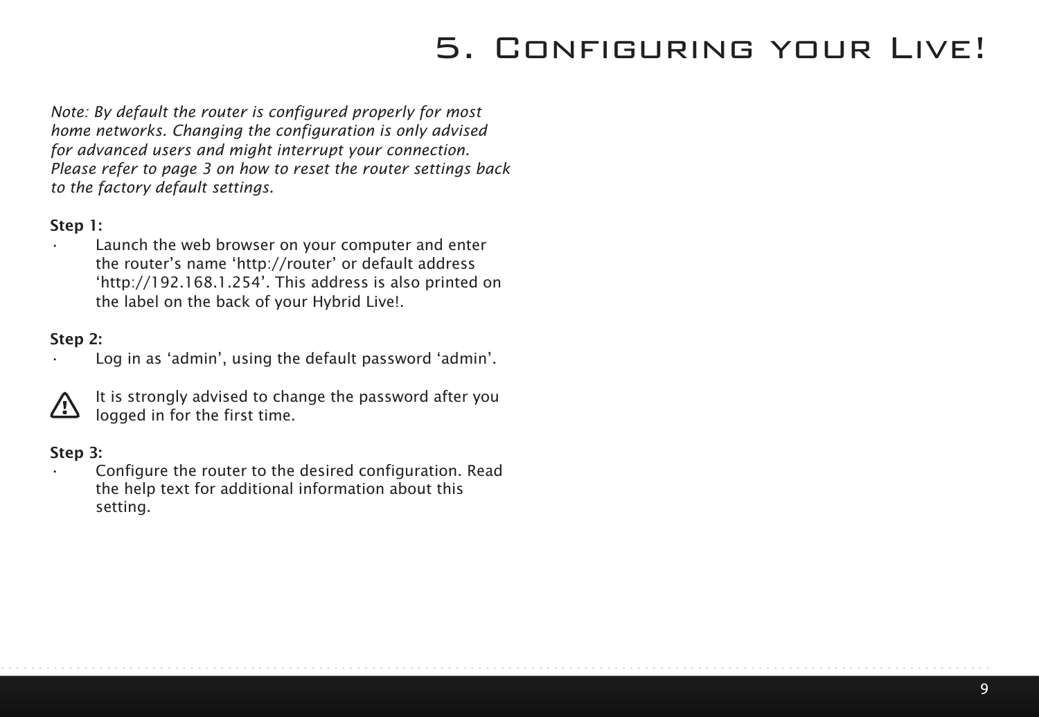# 5. Configuring your Live!

*Note: By default the router is configured properly for most home networks. Changing the configuration is only advised for advanced users and might interrupt your connection. Please refer to page 3 on how to reset the router settings back to the factory default settings.*

**Step 1:**

- Launch the web browser on your computer and enter the router's name 'http://router' or default address 'http://192.168.1.254'. This address is also printed on the label on the back of your Hybrid Live!.

**Step 2:**

- Log in as 'admin', using the default password 'admin'.

⚠ It is strongly advised to change the password after you logged in for the first time.

**Step 3:**

- Configure the router to the desired configuration. Read the help text for additional information about this setting.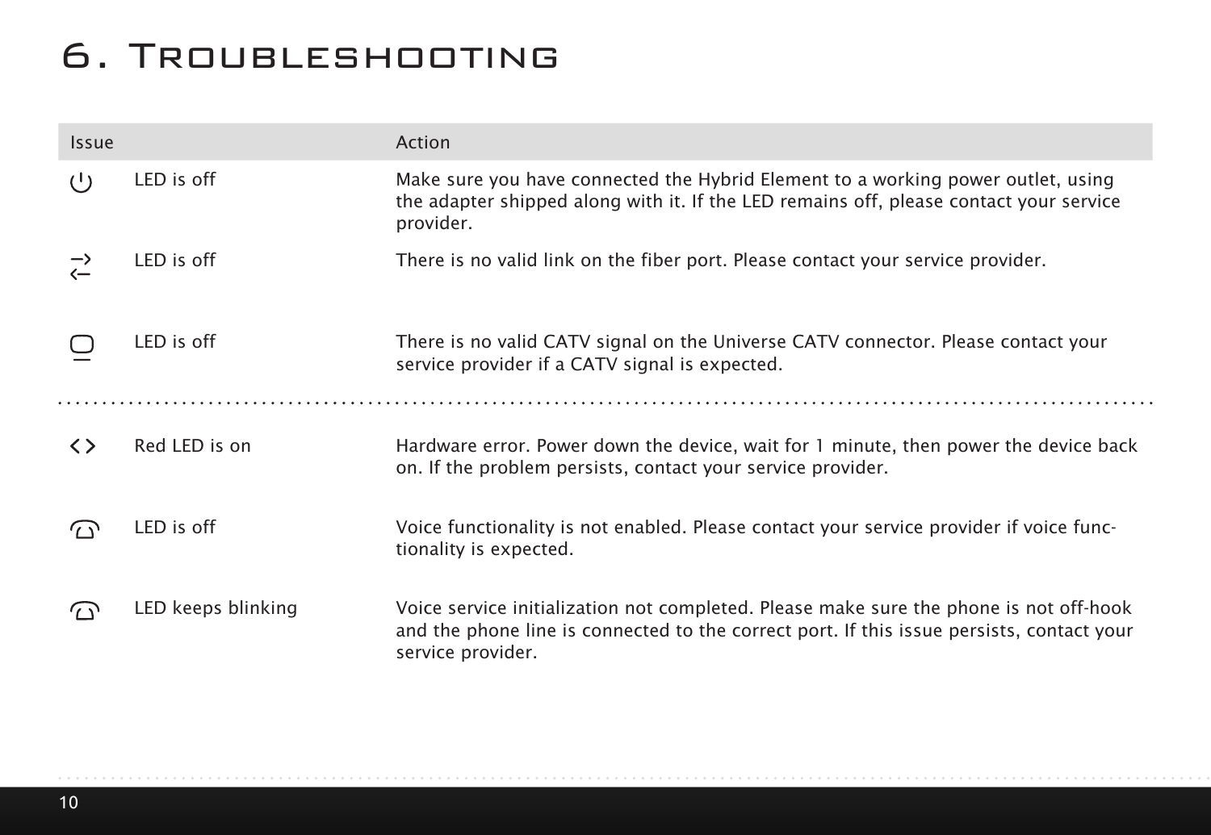# 6. Troubleshooting

| Issue | | Action |
|---|---|---|
| ⏻ | LED is off | Make sure you have connected the Hybrid Element to a working power outlet, using the adapter shipped along with it. If the LED remains off, please contact your service provider. |
| ⇄ | LED is off | There is no valid link on the fiber port. Please contact your service provider. |
| 🖵 | LED is off | There is no valid CATV signal on the Universe CATV connector. Please contact your service provider if a CATV signal is expected. |
| <> | Red LED is on | Hardware error. Power down the device, wait for 1 minute, then power the device back on. If the problem persists, contact your service provider. |
| ☎ | LED is off | Voice functionality is not enabled. Please contact your service provider if voice functionality is expected. |
| ☎ | LED keeps blinking | Voice service initialization not completed. Please make sure the phone is not off-hook and the phone line is connected to the correct port. If this issue persists, contact your service provider. |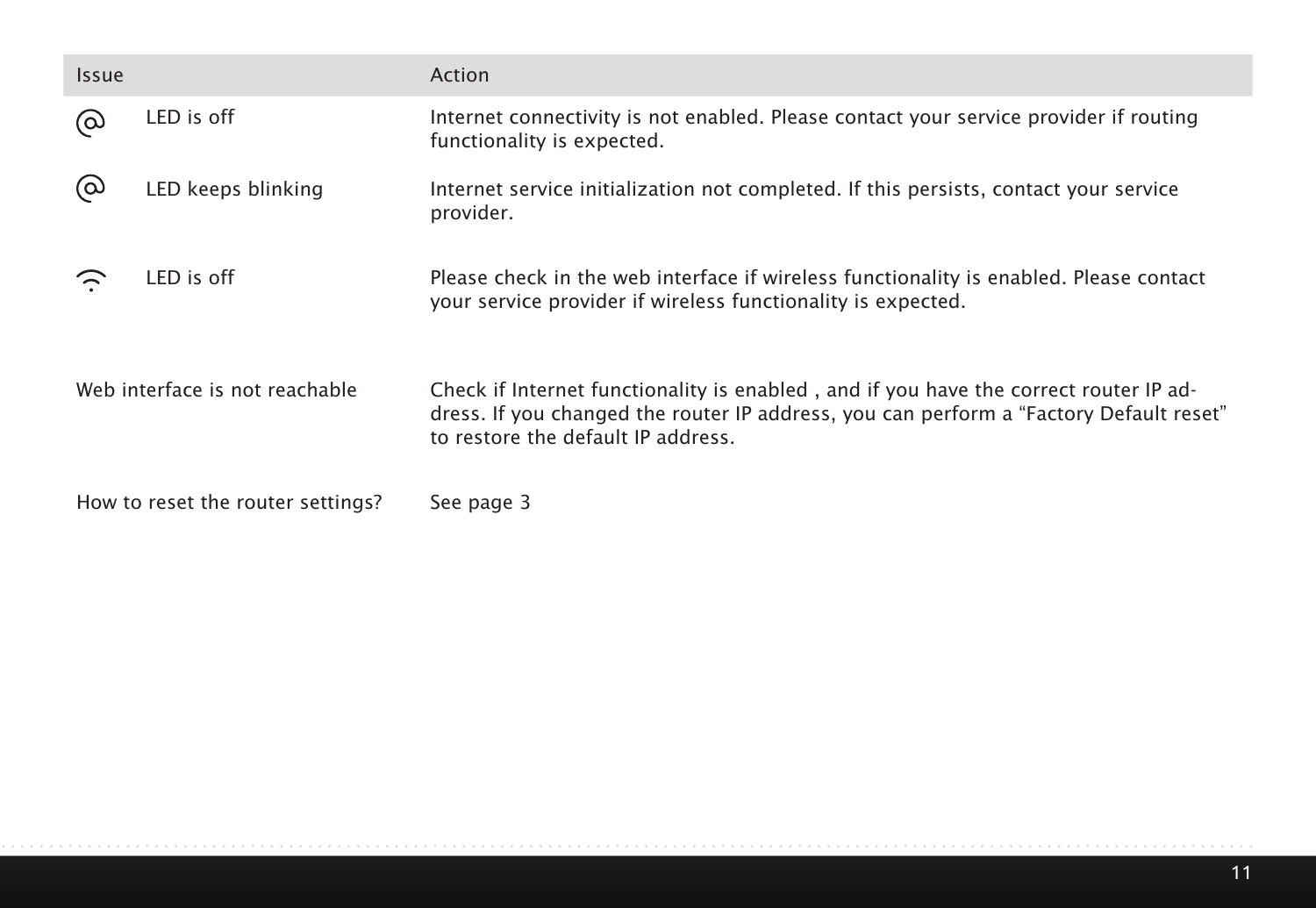| Issue | Action |
|---|---|
| @ LED is off | Internet connectivity is not enabled. Please contact your service provider if routing functionality is expected. |
| @ LED keeps blinking | Internet service initialization not completed. If this persists, contact your service provider. |
| Wireless LED is off | Please check in the web interface if wireless functionality is enabled. Please contact your service provider if wireless functionality is expected. |
| Web interface is not reachable | Check if Internet functionality is enabled , and if you have the correct router IP address. If you changed the router IP address, you can perform a “Factory Default reset” to restore the default IP address. |
| How to reset the router settings? | See page 3 |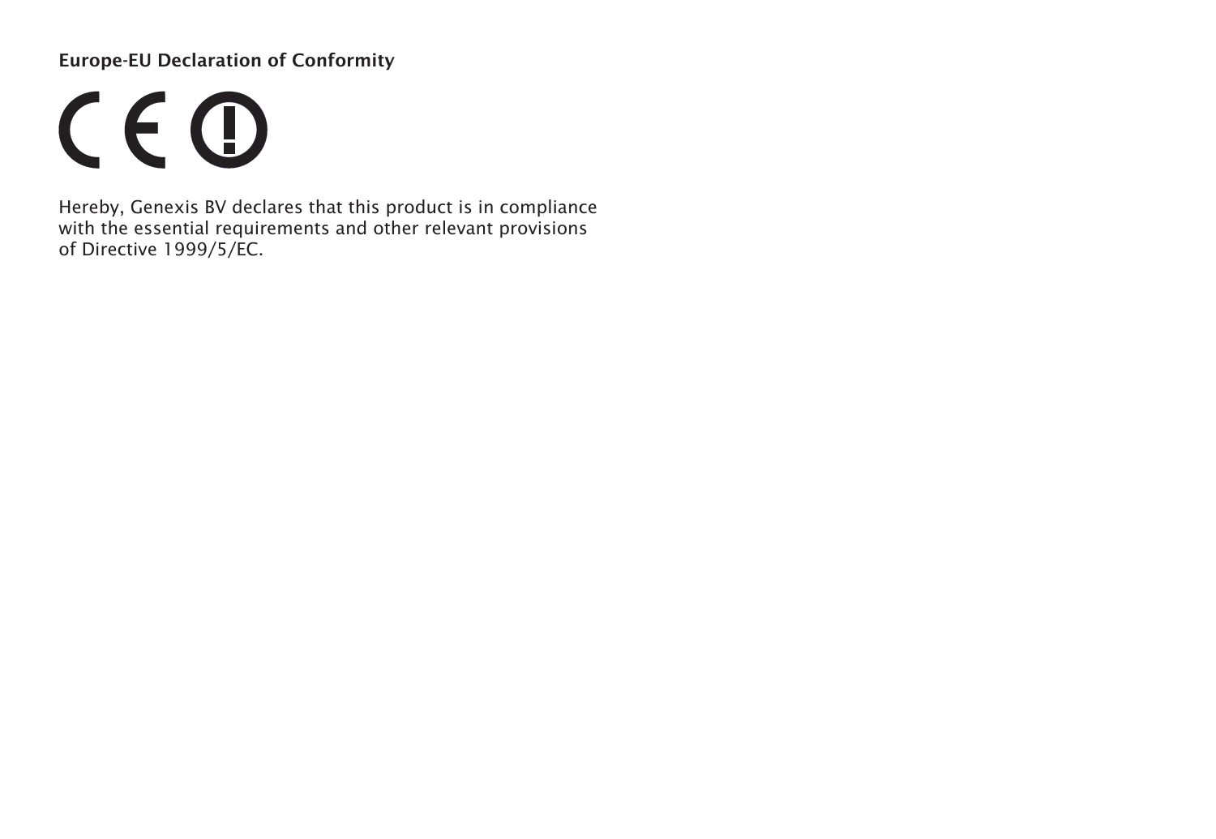**Europe-EU Declaration of Conformity**

Hereby, Genexis BV declares that this product is in compliance with the essential requirements and other relevant provisions of Directive 1999/5/EC.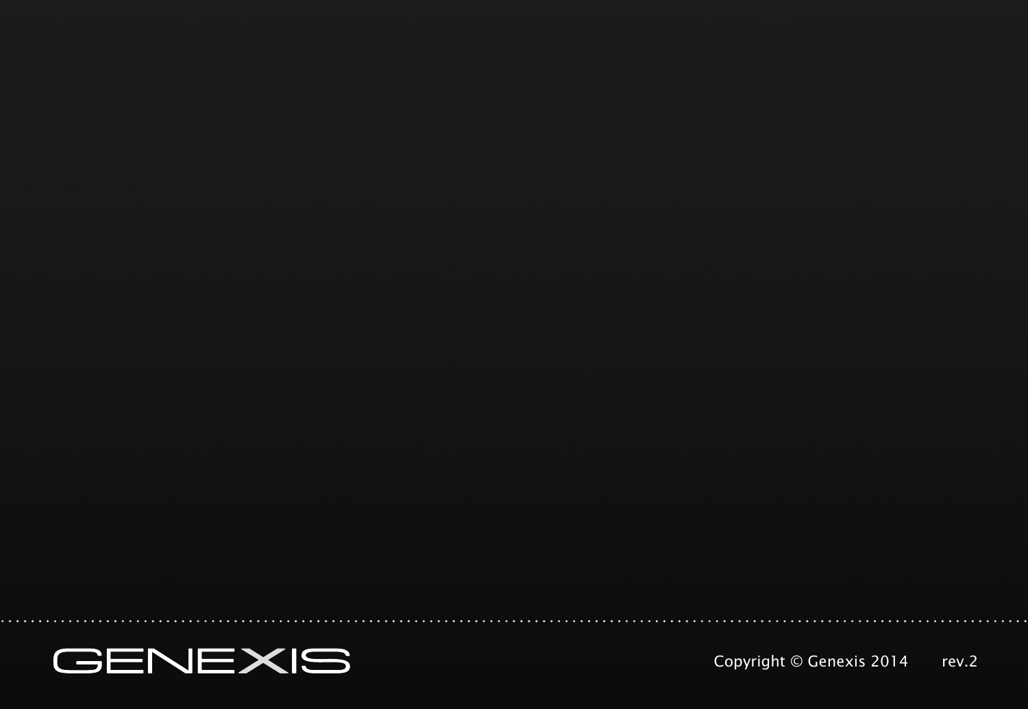GENEXIS

Copyright © Genexis 2014 rev.2